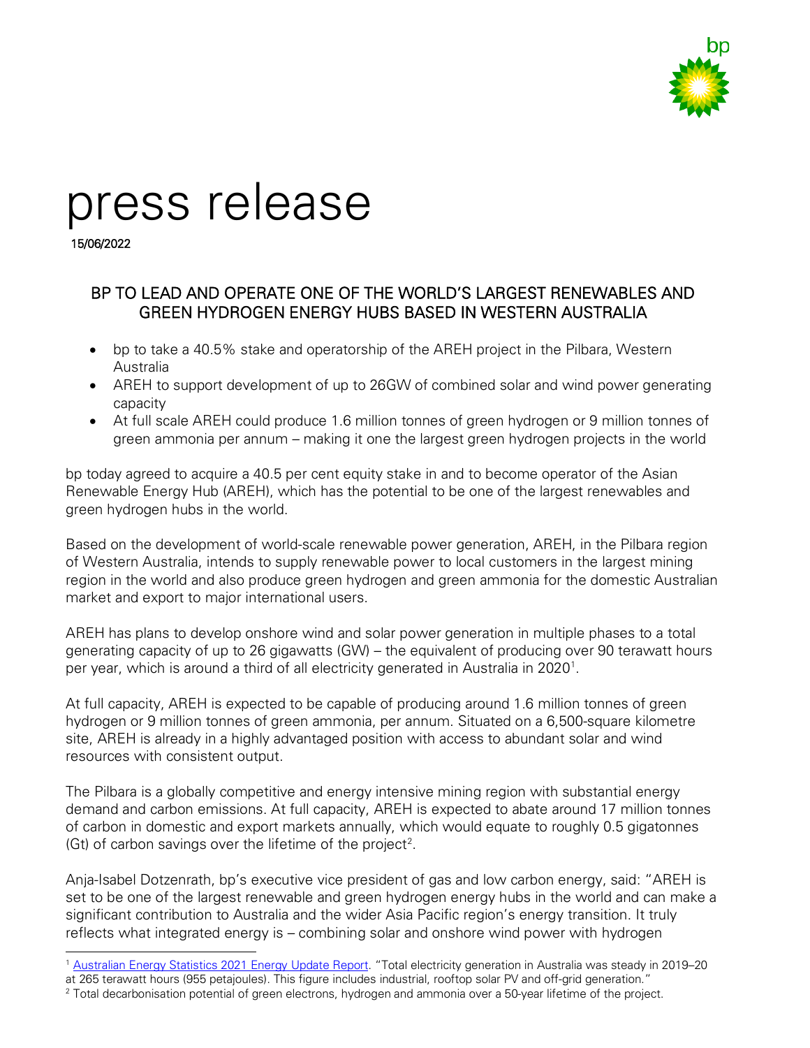# press release

15/06/2022

## BP TO LEAD AND OPERATE ONE OF THE WORLD'S LARGEST RENEWABLES AND GREEN HYDROGEN ENERGY HUBS BASED IN WESTERN AUSTRALIA

- bp to take a 40.5% stake and operatorship of the AREH project in the Pilbara, Western Australia
- AREH to support development of up to 26GW of combined solar and wind power generating capacity
- At full scale AREH could produce 1.6 million tonnes of green hydrogen or 9 million tonnes of green ammonia per annum – making it one the largest green hydrogen projects in the world

bp today agreed to acquire a 40.5 per cent equity stake in and to become operator of the Asian Renewable Energy Hub (AREH), which has the potential to be one of the largest renewables and green hydrogen hubs in the world.

Based on the development of world-scale renewable power generation, AREH, in the Pilbara region of Western Australia, intends to supply renewable power to local customers in the largest mining region in the world and also produce green hydrogen and green ammonia for the domestic Australian market and export to major international users.

AREH has plans to develop onshore wind and solar power generation in multiple phases to a total generating capacity of up to 26 gigawatts (GW) – the equivalent of producing over 90 terawatt hours per year, which is around a third of all electricity generated in Australia in 2020[1].

At full capacity, AREH is expected to be capable of producing around 1.6 million tonnes of green hydrogen or 9 million tonnes of green ammonia, per annum. Situated on a 6,500-square kilometre site, AREH is already in a highly advantaged position with access to abundant solar and wind resources with consistent output.

The Pilbara is a globally competitive and energy intensive mining region with substantial energy demand and carbon emissions. At full capacity, AREH is expected to abate around 17 million tonnes of carbon in domestic and export markets annually, which would equate to roughly 0.5 gigatonnes (Gt) of carbon savings over the lifetime of the project[2].

Anja-Isabel Dotzenrath, bp's executive vice president of gas and low carbon energy, said: "AREH is set to be one of the largest renewable and green hydrogen energy hubs in the world and can make a significant contribution to Australia and the wider Asia Pacific region's energy transition. It truly reflects what integrated energy is – combining solar and onshore wind power with hydrogen

---

[1] Australian Energy Statistics 2021 Energy Update Report. "Total electricity generation in Australia was steady in 2019–20 at 265 terawatt hours (955 petajoules). This figure includes industrial, rooftop solar PV and off-grid generation."

[2] Total decarbonisation potential of green electrons, hydrogen and ammonia over a 50-year lifetime of the project.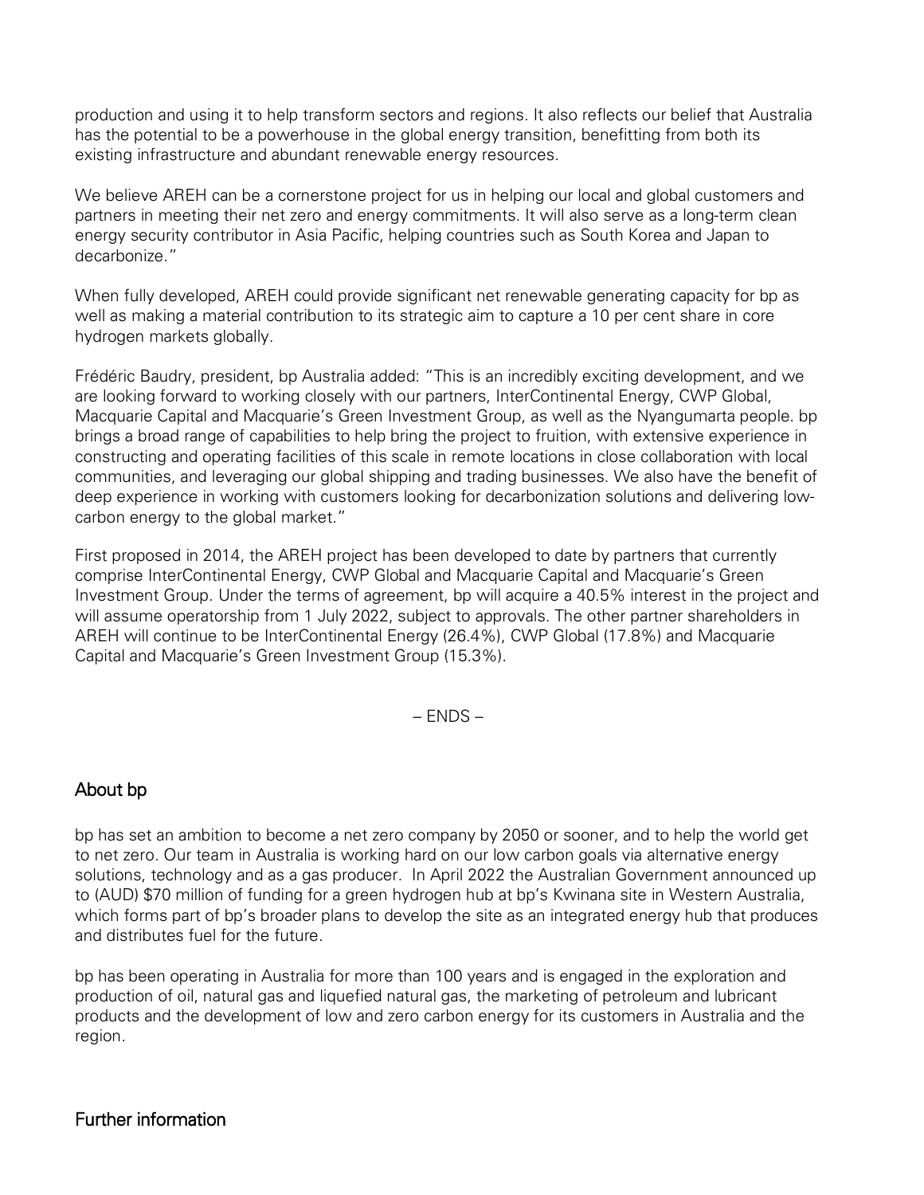production and using it to help transform sectors and regions. It also reflects our belief that Australia has the potential to be a powerhouse in the global energy transition, benefitting from both its existing infrastructure and abundant renewable energy resources.

We believe AREH can be a cornerstone project for us in helping our local and global customers and partners in meeting their net zero and energy commitments. It will also serve as a long-term clean energy security contributor in Asia Pacific, helping countries such as South Korea and Japan to decarbonize."

When fully developed, AREH could provide significant net renewable generating capacity for bp as well as making a material contribution to its strategic aim to capture a 10 per cent share in core hydrogen markets globally.

Frédéric Baudry, president, bp Australia added: "This is an incredibly exciting development, and we are looking forward to working closely with our partners, InterContinental Energy, CWP Global, Macquarie Capital and Macquarie's Green Investment Group, as well as the Nyangumarta people. bp brings a broad range of capabilities to help bring the project to fruition, with extensive experience in constructing and operating facilities of this scale in remote locations in close collaboration with local communities, and leveraging our global shipping and trading businesses. We also have the benefit of deep experience in working with customers looking for decarbonization solutions and delivering low-carbon energy to the global market."

First proposed in 2014, the AREH project has been developed to date by partners that currently comprise InterContinental Energy, CWP Global and Macquarie Capital and Macquarie's Green Investment Group. Under the terms of agreement, bp will acquire a 40.5% interest in the project and will assume operatorship from 1 July 2022, subject to approvals. The other partner shareholders in AREH will continue to be InterContinental Energy (26.4%), CWP Global (17.8%) and Macquarie Capital and Macquarie's Green Investment Group (15.3%).

– ENDS –

## About bp

bp has set an ambition to become a net zero company by 2050 or sooner, and to help the world get to net zero. Our team in Australia is working hard on our low carbon goals via alternative energy solutions, technology and as a gas producer. In April 2022 the Australian Government announced up to (AUD) $70 million of funding for a green hydrogen hub at bp's Kwinana site in Western Australia, which forms part of bp's broader plans to develop the site as an integrated energy hub that produces and distributes fuel for the future.

bp has been operating in Australia for more than 100 years and is engaged in the exploration and production of oil, natural gas and liquefied natural gas, the marketing of petroleum and lubricant products and the development of low and zero carbon energy for its customers in Australia and the region.

## Further information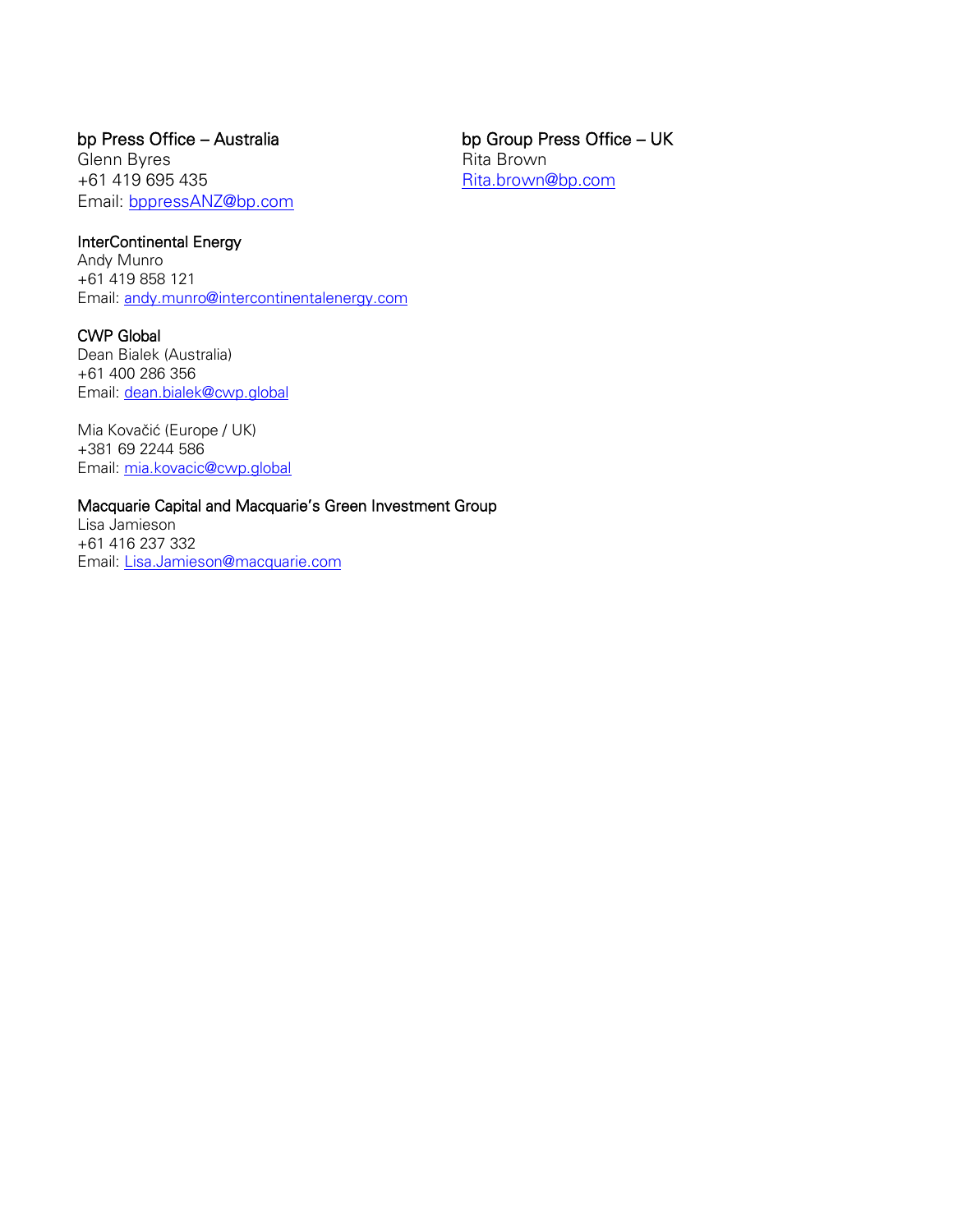bp Press Office – Australia
Glenn Byres
+61 419 695 435
Email: bppressANZ@bp.com

bp Group Press Office – UK
Rita Brown
Rita.brown@bp.com

InterContinental Energy
Andy Munro
+61 419 858 121
Email: andy.munro@intercontinentalenergy.com

CWP Global
Dean Bialek (Australia)
+61 400 286 356
Email: dean.bialek@cwp.global

Mia Kovačić (Europe / UK)
+381 69 2244 586
Email: mia.kovacic@cwp.global

Macquarie Capital and Macquarie's Green Investment Group
Lisa Jamieson
+61 416 237 332
Email: Lisa.Jamieson@macquarie.com